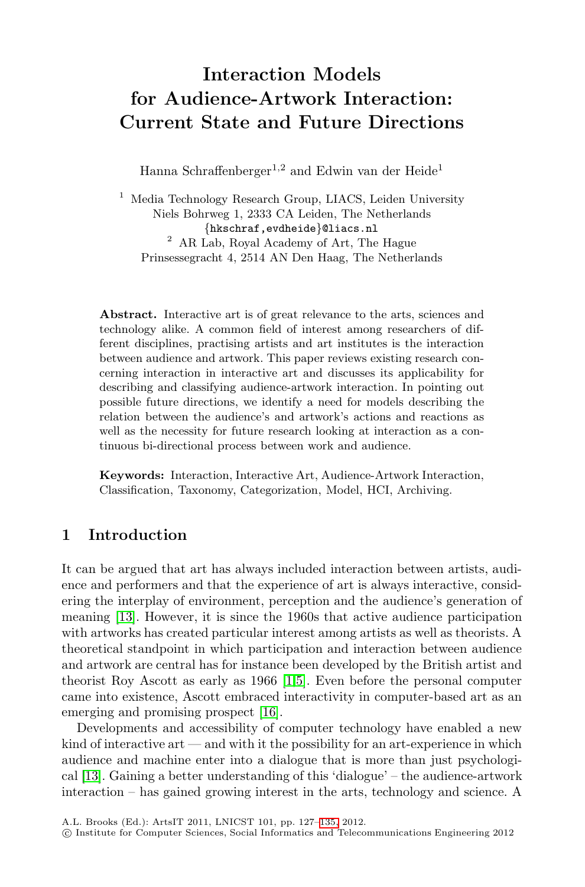# Interaction Models for Audience-Artwork Interaction: Current State and Future Directions

Hanna Schraffenberger[1,2] and Edwin van der Heide[1]

[1] Media Technology Research Group, LIACS, Leiden University
Niels Bohrweg 1, 2333 CA Leiden, The Netherlands
{hkschraf,evdheide}@liacs.nl

[2] AR Lab, Royal Academy of Art, The Hague
Prinsessegracht 4, 2514 AN Den Haag, The Netherlands

**Abstract.** Interactive art is of great relevance to the arts, sciences and technology alike. A common field of interest among researchers of different disciplines, practising artists and art institutes is the interaction between audience and artwork. This paper reviews existing research concerning interaction in interactive art and discusses its applicability for describing and classifying audience-artwork interaction. In pointing out possible future directions, we identify a need for models describing the relation between the audience's and artwork's actions and reactions as well as the necessity for future research looking at interaction as a continuous bi-directional process between work and audience.

**Keywords:** Interaction, Interactive Art, Audience-Artwork Interaction, Classification, Taxonomy, Categorization, Model, HCI, Archiving.

## 1 Introduction

It can be argued that art has always included interaction between artists, audience and performers and that the experience of art is always interactive, considering the interplay of environment, perception and the audience's generation of meaning [13]. However, it is since the 1960s that active audience participation with artworks has created particular interest among artists as well as theorists. A theoretical standpoint in which participation and interaction between audience and artwork are central has for instance been developed by the British artist and theorist Roy Ascott as early as 1966 [1,5]. Even before the personal computer came into existence, Ascott embraced interactivity in computer-based art as an emerging and promising prospect [16].

Developments and accessibility of computer technology have enabled a new kind of interactive art — and with it the possibility for an art-experience in which audience and machine enter into a dialogue that is more than just psychological [13]. Gaining a better understanding of this 'dialogue' – the audience-artwork interaction – has gained growing interest in the arts, technology and science. A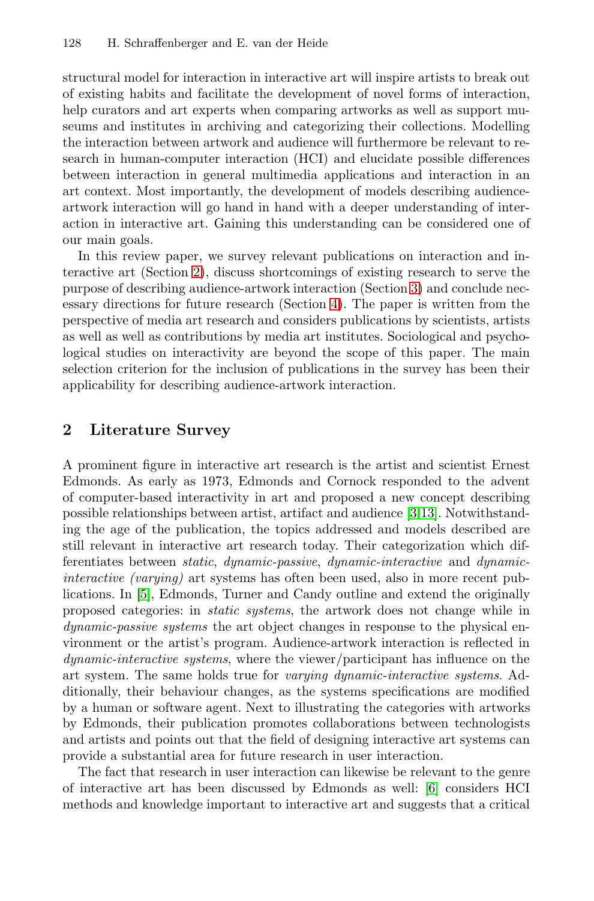structural model for interaction in interactive art will inspire artists to break out of existing habits and facilitate the development of novel forms of interaction, help curators and art experts when comparing artworks as well as support museums and institutes in archiving and categorizing their collections. Modelling the interaction between artwork and audience will furthermore be relevant to research in human-computer interaction (HCI) and elucidate possible differences between interaction in general multimedia applications and interaction in an art context. Most importantly, the development of models describing audience-artwork interaction will go hand in hand with a deeper understanding of interaction in interactive art. Gaining this understanding can be considered one of our main goals.

In this review paper, we survey relevant publications on interaction and interactive art (Section 2), discuss shortcomings of existing research to serve the purpose of describing audience-artwork interaction (Section 3) and conclude necessary directions for future research (Section 4). The paper is written from the perspective of media art research and considers publications by scientists, artists as well as well as contributions by media art institutes. Sociological and psychological studies on interactivity are beyond the scope of this paper. The main selection criterion for the inclusion of publications in the survey has been their applicability for describing audience-artwork interaction.

## 2 Literature Survey

A prominent figure in interactive art research is the artist and scientist Ernest Edmonds. As early as 1973, Edmonds and Cornock responded to the advent of computer-based interactivity in art and proposed a new concept describing possible relationships between artist, artifact and audience [3,13]. Notwithstanding the age of the publication, the topics addressed and models described are still relevant in interactive art research today. Their categorization which differentiates between *static*, *dynamic-passive*, *dynamic-interactive* and *dynamic-interactive (varying)* art systems has often been used, also in more recent publications. In [5], Edmonds, Turner and Candy outline and extend the originally proposed categories: in *static systems*, the artwork does not change while in *dynamic-passive systems* the art object changes in response to the physical environment or the artist's program. Audience-artwork interaction is reflected in *dynamic-interactive systems*, where the viewer/participant has influence on the art system. The same holds true for *varying dynamic-interactive systems*. Additionally, their behaviour changes, as the systems specifications are modified by a human or software agent. Next to illustrating the categories with artworks by Edmonds, their publication promotes collaborations between technologists and artists and points out that the field of designing interactive art systems can provide a substantial area for future research in user interaction.

The fact that research in user interaction can likewise be relevant to the genre of interactive art has been discussed by Edmonds as well: [6] considers HCI methods and knowledge important to interactive art and suggests that a critical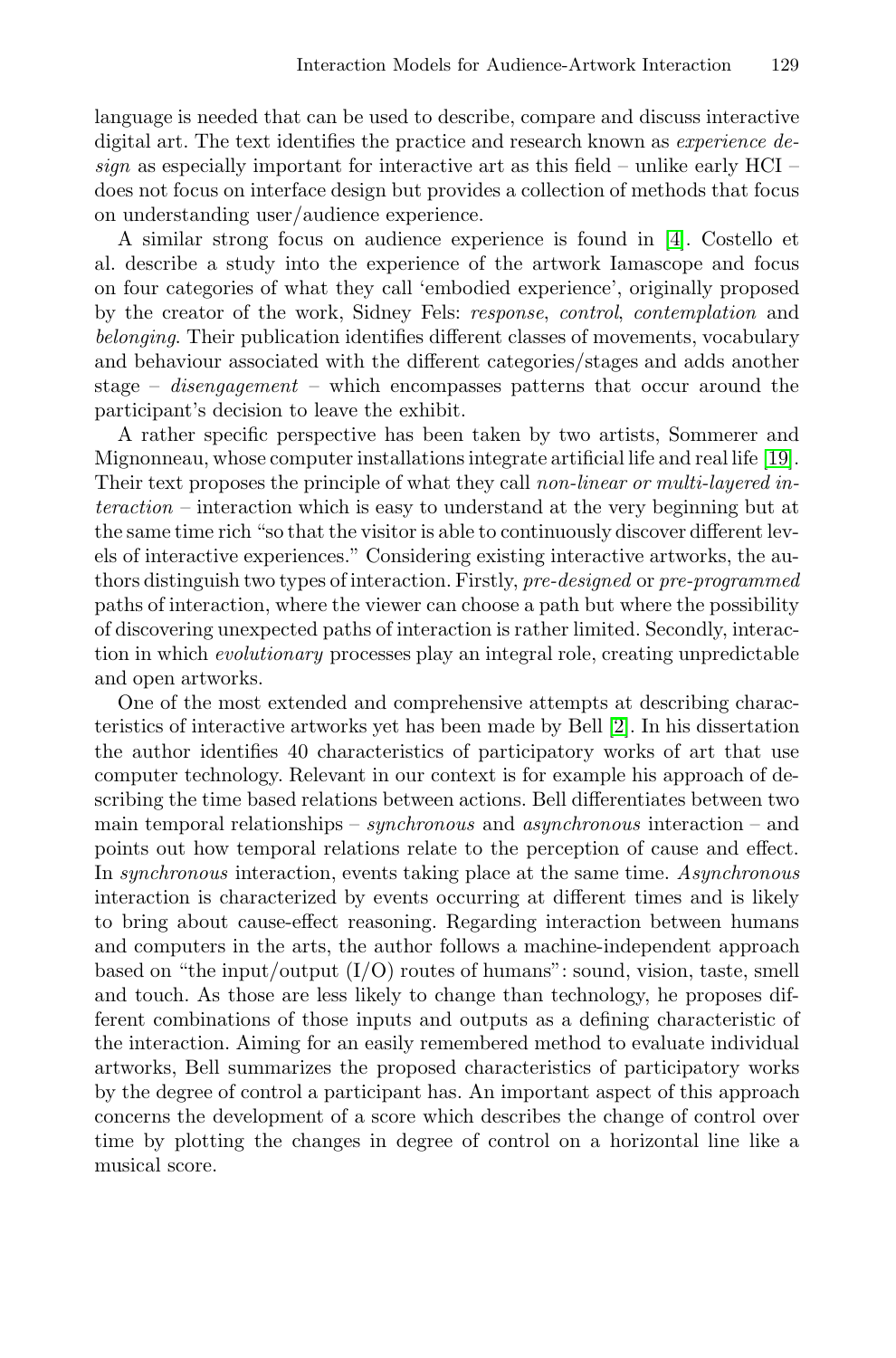language is needed that can be used to describe, compare and discuss interactive digital art. The text identifies the practice and research known as *experience design* as especially important for interactive art as this field – unlike early HCI – does not focus on interface design but provides a collection of methods that focus on understanding user/audience experience.

A similar strong focus on audience experience is found in [4]. Costello et al. describe a study into the experience of the artwork Iamascope and focus on four categories of what they call 'embodied experience', originally proposed by the creator of the work, Sidney Fels: *response*, *control*, *contemplation* and *belonging*. Their publication identifies different classes of movements, vocabulary and behaviour associated with the different categories/stages and adds another stage – *disengagement* – which encompasses patterns that occur around the participant's decision to leave the exhibit.

A rather specific perspective has been taken by two artists, Sommerer and Mignonneau, whose computer installations integrate artificial life and real life [19]. Their text proposes the principle of what they call *non-linear or multi-layered interaction* – interaction which is easy to understand at the very beginning but at the same time rich "so that the visitor is able to continuously discover different levels of interactive experiences." Considering existing interactive artworks, the authors distinguish two types of interaction. Firstly, *pre-designed* or *pre-programmed* paths of interaction, where the viewer can choose a path but where the possibility of discovering unexpected paths of interaction is rather limited. Secondly, interaction in which *evolutionary* processes play an integral role, creating unpredictable and open artworks.

One of the most extended and comprehensive attempts at describing characteristics of interactive artworks yet has been made by Bell [2]. In his dissertation the author identifies 40 characteristics of participatory works of art that use computer technology. Relevant in our context is for example his approach of describing the time based relations between actions. Bell differentiates between two main temporal relationships – *synchronous* and *asynchronous* interaction – and points out how temporal relations relate to the perception of cause and effect. In *synchronous* interaction, events taking place at the same time. *Asynchronous* interaction is characterized by events occurring at different times and is likely to bring about cause-effect reasoning. Regarding interaction between humans and computers in the arts, the author follows a machine-independent approach based on "the input/output (I/O) routes of humans": sound, vision, taste, smell and touch. As those are less likely to change than technology, he proposes different combinations of those inputs and outputs as a defining characteristic of the interaction. Aiming for an easily remembered method to evaluate individual artworks, Bell summarizes the proposed characteristics of participatory works by the degree of control a participant has. An important aspect of this approach concerns the development of a score which describes the change of control over time by plotting the changes in degree of control on a horizontal line like a musical score.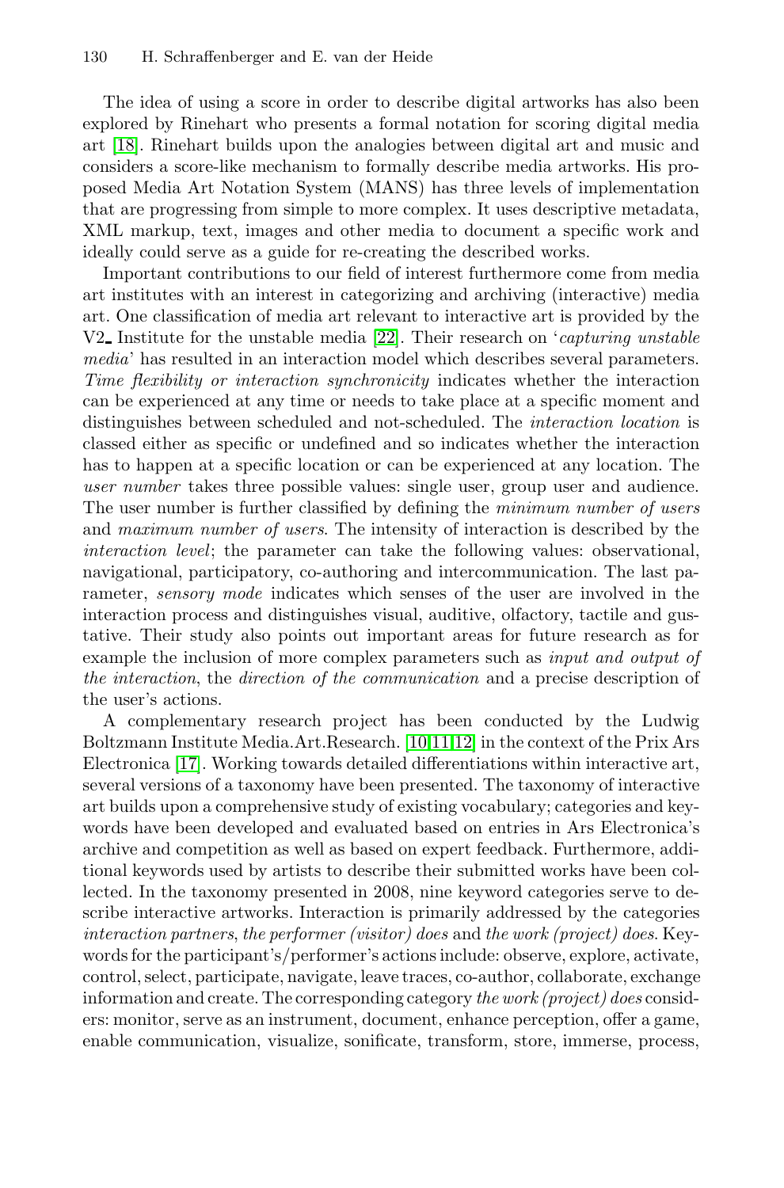The idea of using a score in order to describe digital artworks has also been explored by Rinehart who presents a formal notation for scoring digital media art [18]. Rinehart builds upon the analogies between digital art and music and considers a score-like mechanism to formally describe media artworks. His proposed Media Art Notation System (MANS) has three levels of implementation that are progressing from simple to more complex. It uses descriptive metadata, XML markup, text, images and other media to document a specific work and ideally could serve as a guide for re-creating the described works.

Important contributions to our field of interest furthermore come from media art institutes with an interest in categorizing and archiving (interactive) media art. One classification of media art relevant to interactive art is provided by the V2_ Institute for the unstable media [22]. Their research on '*capturing unstable media*' has resulted in an interaction model which describes several parameters. *Time flexibility or interaction synchronicity* indicates whether the interaction can be experienced at any time or needs to take place at a specific moment and distinguishes between scheduled and not-scheduled. The *interaction location* is classed either as specific or undefined and so indicates whether the interaction has to happen at a specific location or can be experienced at any location. The *user number* takes three possible values: single user, group user and audience. The user number is further classified by defining the *minimum number of users* and *maximum number of users*. The intensity of interaction is described by the *interaction level*; the parameter can take the following values: observational, navigational, participatory, co-authoring and intercommunication. The last parameter, *sensory mode* indicates which senses of the user are involved in the interaction process and distinguishes visual, auditive, olfactory, tactile and gustative. Their study also points out important areas for future research as for example the inclusion of more complex parameters such as *input and output of the interaction*, the *direction of the communication* and a precise description of the user's actions.

A complementary research project has been conducted by the Ludwig Boltzmann Institute Media.Art.Research. [10,11,12] in the context of the Prix Ars Electronica [17]. Working towards detailed differentiations within interactive art, several versions of a taxonomy have been presented. The taxonomy of interactive art builds upon a comprehensive study of existing vocabulary; categories and keywords have been developed and evaluated based on entries in Ars Electronica's archive and competition as well as based on expert feedback. Furthermore, additional keywords used by artists to describe their submitted works have been collected. In the taxonomy presented in 2008, nine keyword categories serve to describe interactive artworks. Interaction is primarily addressed by the categories *interaction partners*, *the performer (visitor) does* and *the work (project) does*. Keywords for the participant's/performer's actions include: observe, explore, activate, control, select, participate, navigate, leave traces, co-author, collaborate, exchange information and create. The corresponding category *the work (project) does* considers: monitor, serve as an instrument, document, enhance perception, offer a game, enable communication, visualize, sonificate, transform, store, immerse, process,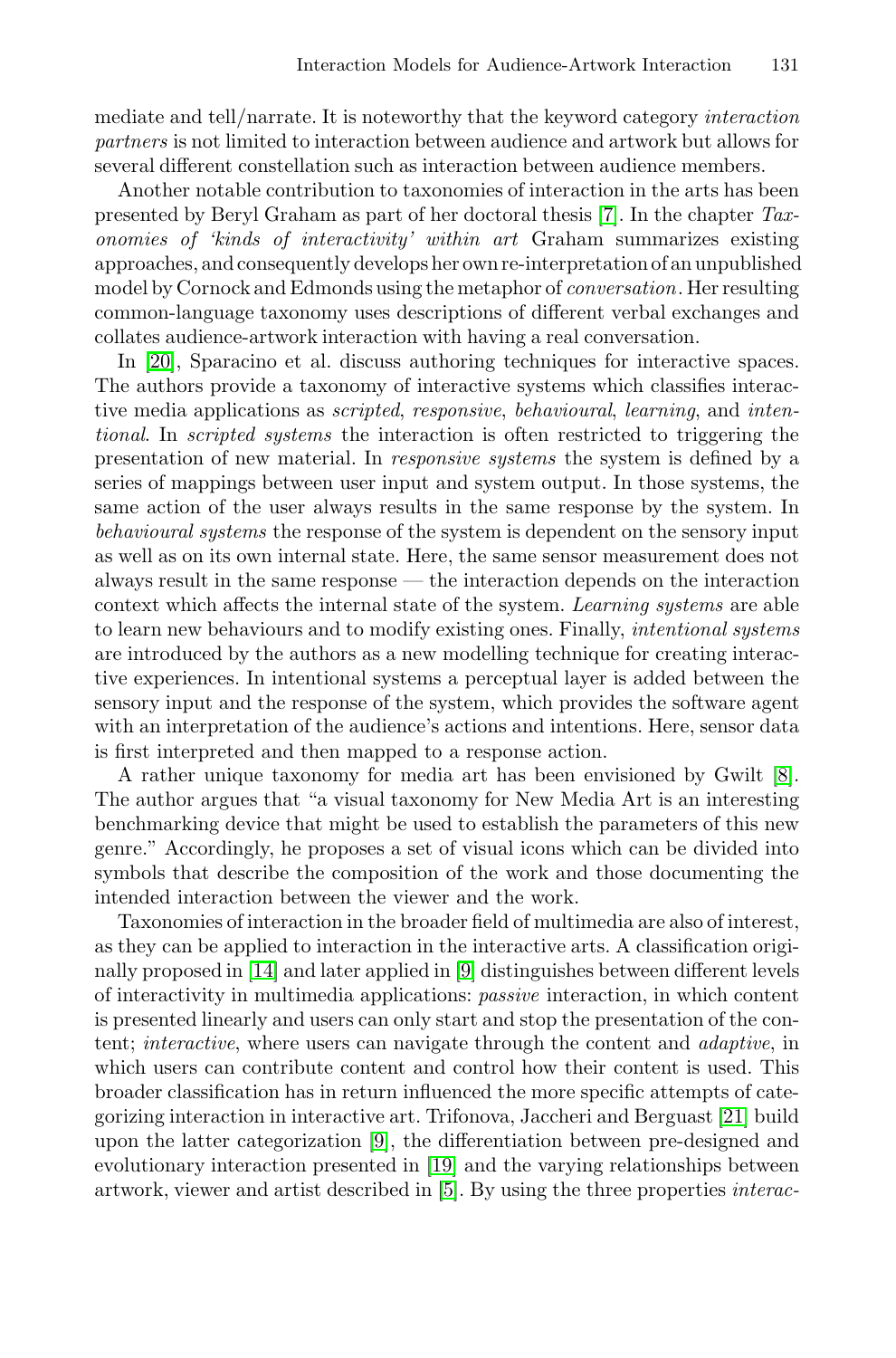mediate and tell/narrate. It is noteworthy that the keyword category *interaction partners* is not limited to interaction between audience and artwork but allows for several different constellation such as interaction between audience members.

Another notable contribution to taxonomies of interaction in the arts has been presented by Beryl Graham as part of her doctoral thesis [7]. In the chapter *Taxonomies of 'kinds of interactivity' within art* Graham summarizes existing approaches, and consequently develops her own re-interpretation of an unpublished model by Cornock and Edmonds using the metaphor of *conversation*. Her resulting common-language taxonomy uses descriptions of different verbal exchanges and collates audience-artwork interaction with having a real conversation.

In [20], Sparacino et al. discuss authoring techniques for interactive spaces. The authors provide a taxonomy of interactive systems which classifies interactive media applications as *scripted*, *responsive*, *behavioural*, *learning*, and *intentional*. In *scripted systems* the interaction is often restricted to triggering the presentation of new material. In *responsive systems* the system is defined by a series of mappings between user input and system output. In those systems, the same action of the user always results in the same response by the system. In *behavioural systems* the response of the system is dependent on the sensory input as well as on its own internal state. Here, the same sensor measurement does not always result in the same response — the interaction depends on the interaction context which affects the internal state of the system. *Learning systems* are able to learn new behaviours and to modify existing ones. Finally, *intentional systems* are introduced by the authors as a new modelling technique for creating interactive experiences. In intentional systems a perceptual layer is added between the sensory input and the response of the system, which provides the software agent with an interpretation of the audience's actions and intentions. Here, sensor data is first interpreted and then mapped to a response action.

A rather unique taxonomy for media art has been envisioned by Gwilt [8]. The author argues that "a visual taxonomy for New Media Art is an interesting benchmarking device that might be used to establish the parameters of this new genre." Accordingly, he proposes a set of visual icons which can be divided into symbols that describe the composition of the work and those documenting the intended interaction between the viewer and the work.

Taxonomies of interaction in the broader field of multimedia are also of interest, as they can be applied to interaction in the interactive arts. A classification originally proposed in [14] and later applied in [9] distinguishes between different levels of interactivity in multimedia applications: *passive* interaction, in which content is presented linearly and users can only start and stop the presentation of the content; *interactive*, where users can navigate through the content and *adaptive*, in which users can contribute content and control how their content is used. This broader classification has in return influenced the more specific attempts of categorizing interaction in interactive art. Trifonova, Jaccheri and Berguast [21] build upon the latter categorization [9], the differentiation between pre-designed and evolutionary interaction presented in [19] and the varying relationships between artwork, viewer and artist described in [5]. By using the three properties *interac-*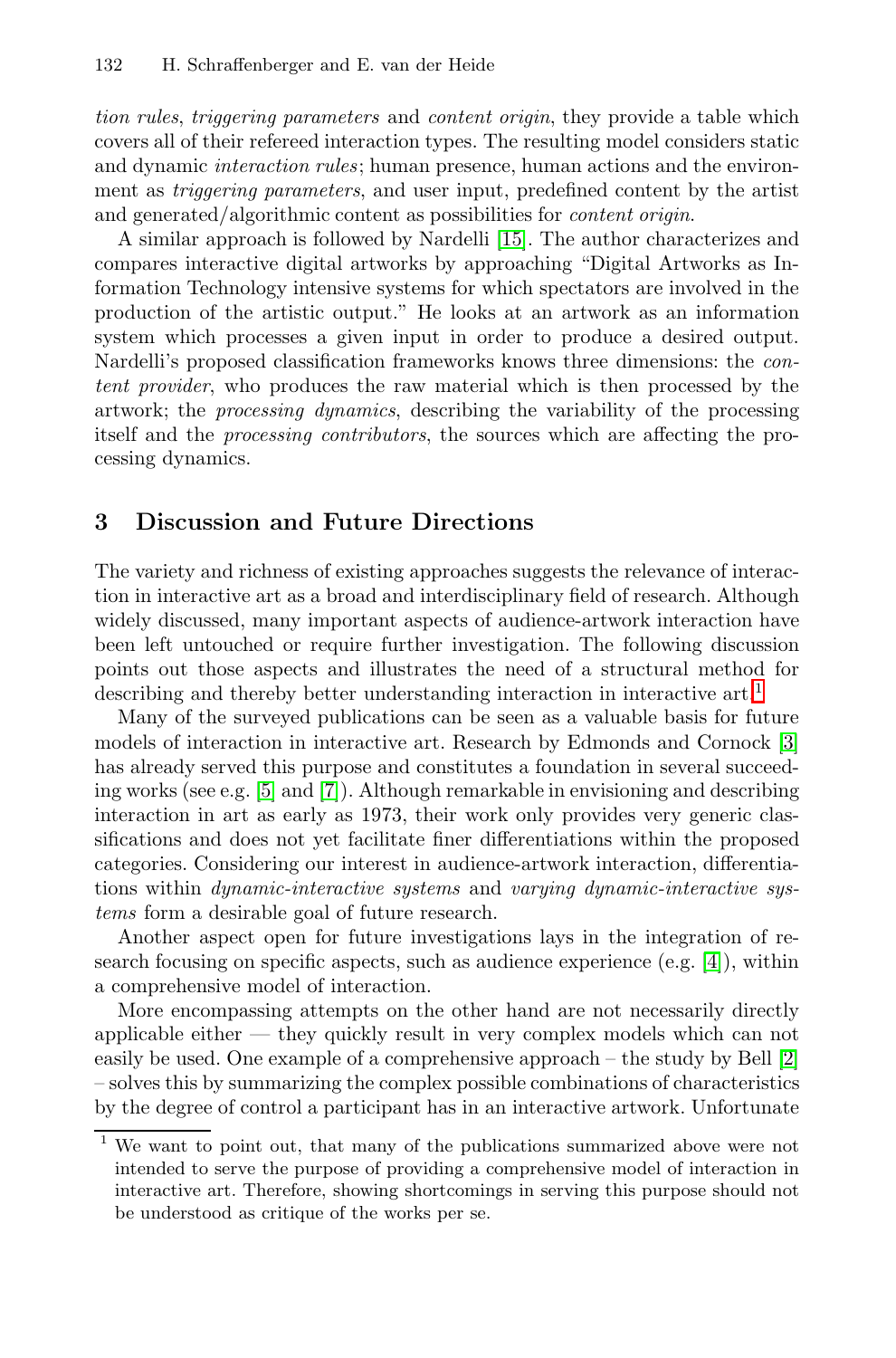*tion rules*, *triggering parameters* and *content origin*, they provide a table which covers all of their refereed interaction types. The resulting model considers static and dynamic *interaction rules*; human presence, human actions and the environment as *triggering parameters*, and user input, predefined content by the artist and generated/algorithmic content as possibilities for *content origin*.

A similar approach is followed by Nardelli [15]. The author characterizes and compares interactive digital artworks by approaching "Digital Artworks as Information Technology intensive systems for which spectators are involved in the production of the artistic output." He looks at an artwork as an information system which processes a given input in order to produce a desired output. Nardelli's proposed classification frameworks knows three dimensions: the *content provider*, who produces the raw material which is then processed by the artwork; the *processing dynamics*, describing the variability of the processing itself and the *processing contributors*, the sources which are affecting the processing dynamics.

## 3 Discussion and Future Directions

The variety and richness of existing approaches suggests the relevance of interaction in interactive art as a broad and interdisciplinary field of research. Although widely discussed, many important aspects of audience-artwork interaction have been left untouched or require further investigation. The following discussion points out those aspects and illustrates the need of a structural method for describing and thereby better understanding interaction in interactive art.[1]

Many of the surveyed publications can be seen as a valuable basis for future models of interaction in interactive art. Research by Edmonds and Cornock [3] has already served this purpose and constitutes a foundation in several succeeding works (see e.g. [5] and [7]). Although remarkable in envisioning and describing interaction in art as early as 1973, their work only provides very generic classifications and does not yet facilitate finer differentiations within the proposed categories. Considering our interest in audience-artwork interaction, differentiations within *dynamic-interactive systems* and *varying dynamic-interactive systems* form a desirable goal of future research.

Another aspect open for future investigations lays in the integration of research focusing on specific aspects, such as audience experience (e.g. [4]), within a comprehensive model of interaction.

More encompassing attempts on the other hand are not necessarily directly applicable either — they quickly result in very complex models which can not easily be used. One example of a comprehensive approach – the study by Bell [2] – solves this by summarizing the complex possible combinations of characteristics by the degree of control a participant has in an interactive artwork. Unfortunate

[1] We want to point out, that many of the publications summarized above were not intended to serve the purpose of providing a comprehensive model of interaction in interactive art. Therefore, showing shortcomings in serving this purpose should not be understood as critique of the works per se.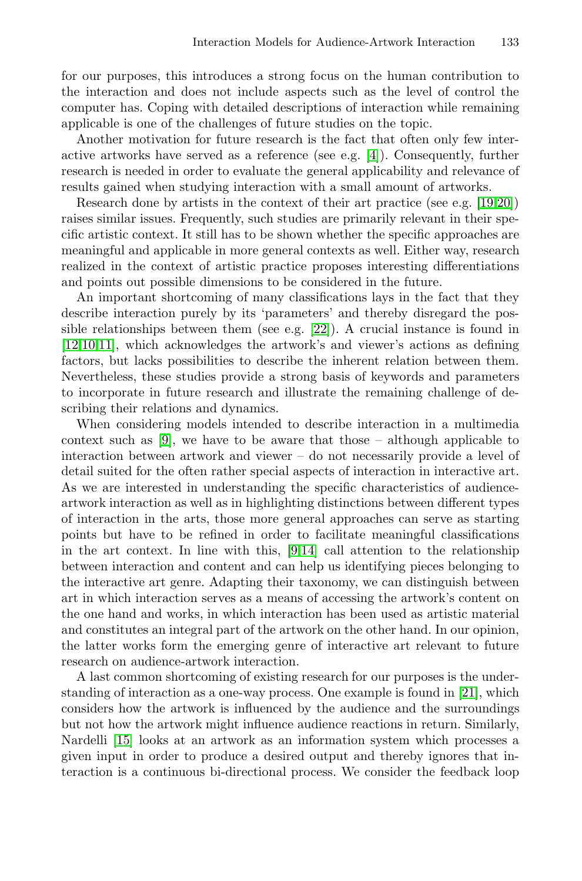for our purposes, this introduces a strong focus on the human contribution to the interaction and does not include aspects such as the level of control the computer has. Coping with detailed descriptions of interaction while remaining applicable is one of the challenges of future studies on the topic.

Another motivation for future research is the fact that often only few interactive artworks have served as a reference (see e.g. [4]). Consequently, further research is needed in order to evaluate the general applicability and relevance of results gained when studying interaction with a small amount of artworks.

Research done by artists in the context of their art practice (see e.g. [19,20]) raises similar issues. Frequently, such studies are primarily relevant in their specific artistic context. It still has to be shown whether the specific approaches are meaningful and applicable in more general contexts as well. Either way, research realized in the context of artistic practice proposes interesting differentiations and points out possible dimensions to be considered in the future.

An important shortcoming of many classifications lays in the fact that they describe interaction purely by its 'parameters' and thereby disregard the possible relationships between them (see e.g. [22]). A crucial instance is found in [12,10,11], which acknowledges the artwork's and viewer's actions as defining factors, but lacks possibilities to describe the inherent relation between them. Nevertheless, these studies provide a strong basis of keywords and parameters to incorporate in future research and illustrate the remaining challenge of describing their relations and dynamics.

When considering models intended to describe interaction in a multimedia context such as [9], we have to be aware that those – although applicable to interaction between artwork and viewer – do not necessarily provide a level of detail suited for the often rather special aspects of interaction in interactive art. As we are interested in understanding the specific characteristics of audience-artwork interaction as well as in highlighting distinctions between different types of interaction in the arts, those more general approaches can serve as starting points but have to be refined in order to facilitate meaningful classifications in the art context. In line with this, [9,14] call attention to the relationship between interaction and content and can help us identifying pieces belonging to the interactive art genre. Adapting their taxonomy, we can distinguish between art in which interaction serves as a means of accessing the artwork's content on the one hand and works, in which interaction has been used as artistic material and constitutes an integral part of the artwork on the other hand. In our opinion, the latter works form the emerging genre of interactive art relevant to future research on audience-artwork interaction.

A last common shortcoming of existing research for our purposes is the understanding of interaction as a one-way process. One example is found in [21], which considers how the artwork is influenced by the audience and the surroundings but not how the artwork might influence audience reactions in return. Similarly, Nardelli [15] looks at an artwork as an information system which processes a given input in order to produce a desired output and thereby ignores that interaction is a continuous bi-directional process. We consider the feedback loop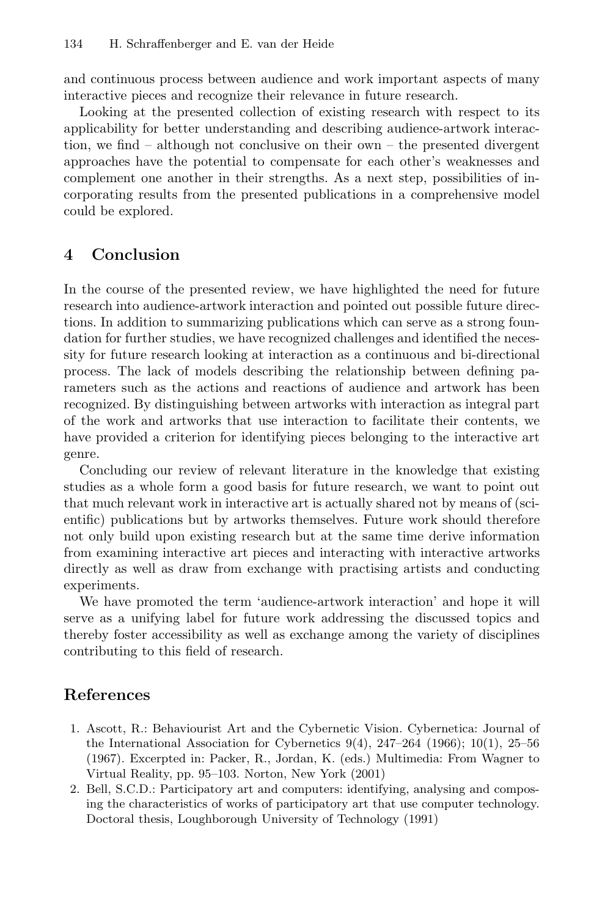and continuous process between audience and work important aspects of many interactive pieces and recognize their relevance in future research.

Looking at the presented collection of existing research with respect to its applicability for better understanding and describing audience-artwork interaction, we find – although not conclusive on their own – the presented divergent approaches have the potential to compensate for each other's weaknesses and complement one another in their strengths. As a next step, possibilities of incorporating results from the presented publications in a comprehensive model could be explored.

## 4 Conclusion

In the course of the presented review, we have highlighted the need for future research into audience-artwork interaction and pointed out possible future directions. In addition to summarizing publications which can serve as a strong foundation for further studies, we have recognized challenges and identified the necessity for future research looking at interaction as a continuous and bi-directional process. The lack of models describing the relationship between defining parameters such as the actions and reactions of audience and artwork has been recognized. By distinguishing between artworks with interaction as integral part of the work and artworks that use interaction to facilitate their contents, we have provided a criterion for identifying pieces belonging to the interactive art genre.

Concluding our review of relevant literature in the knowledge that existing studies as a whole form a good basis for future research, we want to point out that much relevant work in interactive art is actually shared not by means of (scientific) publications but by artworks themselves. Future work should therefore not only build upon existing research but at the same time derive information from examining interactive art pieces and interacting with interactive artworks directly as well as draw from exchange with practising artists and conducting experiments.

We have promoted the term 'audience-artwork interaction' and hope it will serve as a unifying label for future work addressing the discussed topics and thereby foster accessibility as well as exchange among the variety of disciplines contributing to this field of research.

## References

1. Ascott, R.: Behaviourist Art and the Cybernetic Vision. Cybernetica: Journal of the International Association for Cybernetics 9(4), 247–264 (1966); 10(1), 25–56 (1967). Excerpted in: Packer, R., Jordan, K. (eds.) Multimedia: From Wagner to Virtual Reality, pp. 95–103. Norton, New York (2001)
2. Bell, S.C.D.: Participatory art and computers: identifying, analysing and composing the characteristics of works of participatory art that use computer technology. Doctoral thesis, Loughborough University of Technology (1991)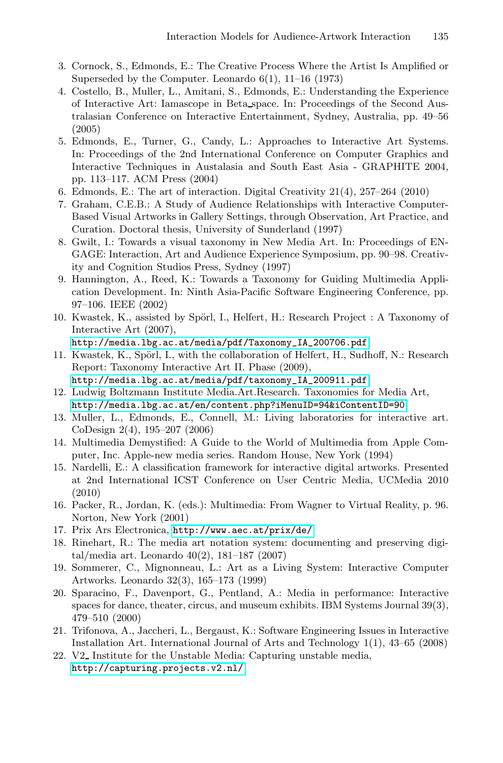3. Cornock, S., Edmonds, E.: The Creative Process Where the Artist Is Amplified or Superseded by the Computer. Leonardo 6(1), 11–16 (1973)
4. Costello, B., Muller, L., Amitani, S., Edmonds, E.: Understanding the Experience of Interactive Art: Iamascope in Beta_space. In: Proceedings of the Second Australasian Conference on Interactive Entertainment, Sydney, Australia, pp. 49–56 (2005)
5. Edmonds, E., Turner, G., Candy, L.: Approaches to Interactive Art Systems. In: Proceedings of the 2nd International Conference on Computer Graphics and Interactive Techniques in Austalasia and South East Asia - GRAPHITE 2004, pp. 113–117. ACM Press (2004)
6. Edmonds, E.: The art of interaction. Digital Creativity 21(4), 257–264 (2010)
7. Graham, C.E.B.: A Study of Audience Relationships with Interactive Computer-Based Visual Artworks in Gallery Settings, through Observation, Art Practice, and Curation. Doctoral thesis, University of Sunderland (1997)
8. Gwilt, I.: Towards a visual taxonomy in New Media Art. In: Proceedings of ENGAGE: Interaction, Art and Audience Experience Symposium, pp. 90–98. Creativity and Cognition Studios Press, Sydney (1997)
9. Hannington, A., Reed, K.: Towards a Taxonomy for Guiding Multimedia Application Development. In: Ninth Asia-Pacific Software Engineering Conference, pp. 97–106. IEEE (2002)
10. Kwastek, K., assisted by Spörl, I., Helfert, H.: Research Project : A Taxonomy of Interactive Art (2007), http://media.lbg.ac.at/media/pdf/Taxonomy_IA_200706.pdf
11. Kwastek, K., Spörl, I., with the collaboration of Helfert, H., Sudhoff, N.: Research Report: Taxonomy Interactive Art II. Phase (2009), http://media.lbg.ac.at/media/pdf/taxonomy_IA_200911.pdf
12. Ludwig Boltzmann Institute Media.Art.Research. Taxonomies for Media Art, http://media.lbg.ac.at/en/content.php?iMenuID=94&iContentID=90
13. Muller, L., Edmonds, E., Connell, M.: Living laboratories for interactive art. CoDesign 2(4), 195–207 (2006)
14. Multimedia Demystified: A Guide to the World of Multimedia from Apple Computer, Inc. Apple-new media series. Random House, New York (1994)
15. Nardelli, E.: A classification framework for interactive digital artworks. Presented at 2nd International ICST Conference on User Centric Media, UCMedia 2010 (2010)
16. Packer, R., Jordan, K. (eds.): Multimedia: From Wagner to Virtual Reality, p. 96. Norton, New York (2001)
17. Prix Ars Electronica, http://www.aec.at/prix/de/
18. Rinehart, R.: The media art notation system: documenting and preserving digital/media art. Leonardo 40(2), 181–187 (2007)
19. Sommerer, C., Mignonneau, L.: Art as a Living System: Interactive Computer Artworks. Leonardo 32(3), 165–173 (1999)
20. Sparacino, F., Davenport, G., Pentland, A.: Media in performance: Interactive spaces for dance, theater, circus, and museum exhibits. IBM Systems Journal 39(3), 479–510 (2000)
21. Trifonova, A., Jaccheri, L., Bergaust, K.: Software Engineering Issues in Interactive Installation Art. International Journal of Arts and Technology 1(1), 43–65 (2008)
22. V2_ Institute for the Unstable Media: Capturing unstable media, http://capturing.projects.v2.nl/